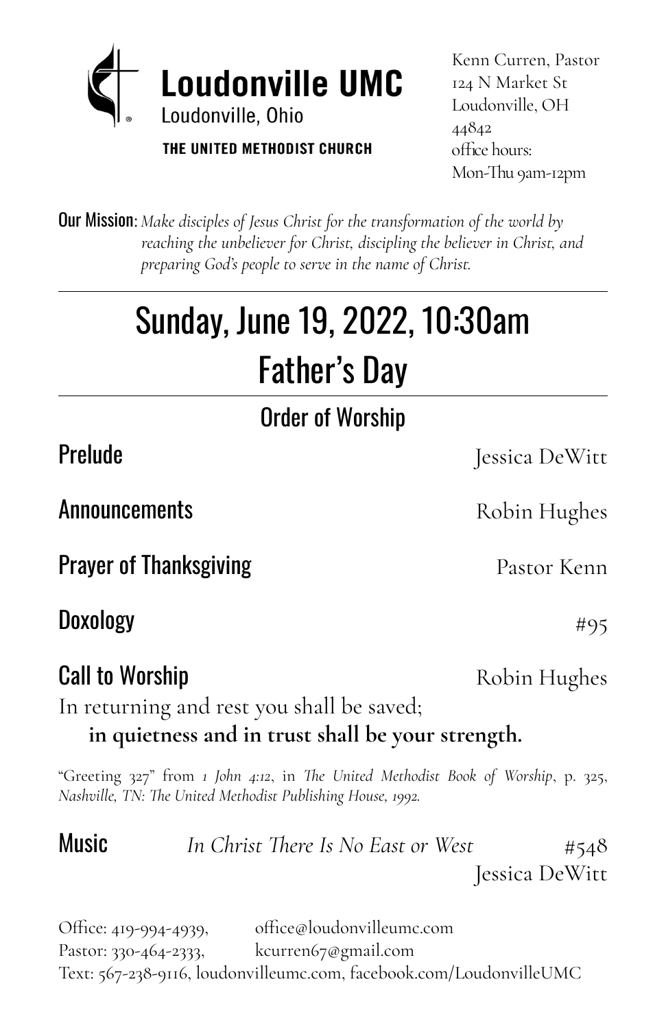# Loudonville UMC

Loudonville, Ohio

THE UNITED METHODIST CHURCH

Kenn Curren, Pastor
124 N Market St
Loudonville, OH
44842
office hours:
Mon-Thu 9am-12pm

**Our Mission:** *Make disciples of Jesus Christ for the transformation of the world by reaching the unbeliever for Christ, discipling the believer in Christ, and preparing God's people to serve in the name of Christ.*

---

# Sunday, June 19, 2022, 10:30am

# Father's Day

---

## Order of Worship

### Prelude
Jessica DeWitt

### Announcements
Robin Hughes

### Prayer of Thanksgiving
Pastor Kenn

### Doxology
#95

### Call to Worship
Robin Hughes

In returning and rest you shall be saved;
**in quietness and in trust shall be your strength.**

"Greeting 327" from *1 John 4:12*, in *The United Methodist Book of Worship*, p. 325, *Nashville, TN: The United Methodist Publishing House, 1992.*

### Music
*In Christ There Is No East or West* #548
Jessica DeWitt

Office: 419-994-4939, office@loudonvilleumc.com
Pastor: 330-464-2333, kcurren67@gmail.com
Text: 567-238-9116, loudonvilleumc.com, facebook.com/LoudonvilleUMC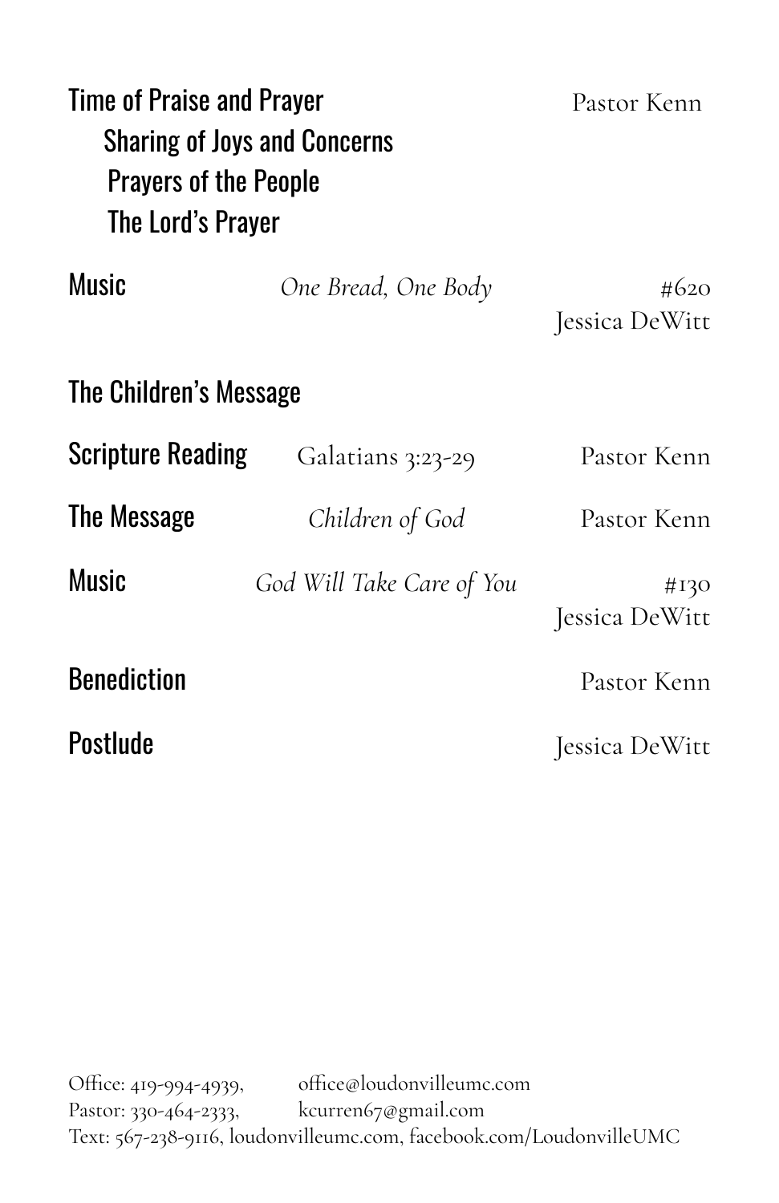**Time of Praise and Prayer** — Pastor Kenn

- Sharing of Joys and Concerns
- Prayers of the People
- The Lord's Prayer

**Music** — *One Bread, One Body* — #620
Jessica DeWitt

**The Children's Message**

**Scripture Reading** — Galatians 3:23-29 — Pastor Kenn

**The Message** — *Children of God* — Pastor Kenn

**Music** — *God Will Take Care of You* — #130
Jessica DeWitt

**Benediction** — Pastor Kenn

**Postlude** — Jessica DeWitt

Office: 419-994-4939, office@loudonvilleumc.com
Pastor: 330-464-2333, kcurren67@gmail.com
Text: 567-238-9116, loudonvilleumc.com, facebook.com/LoudonvilleUMC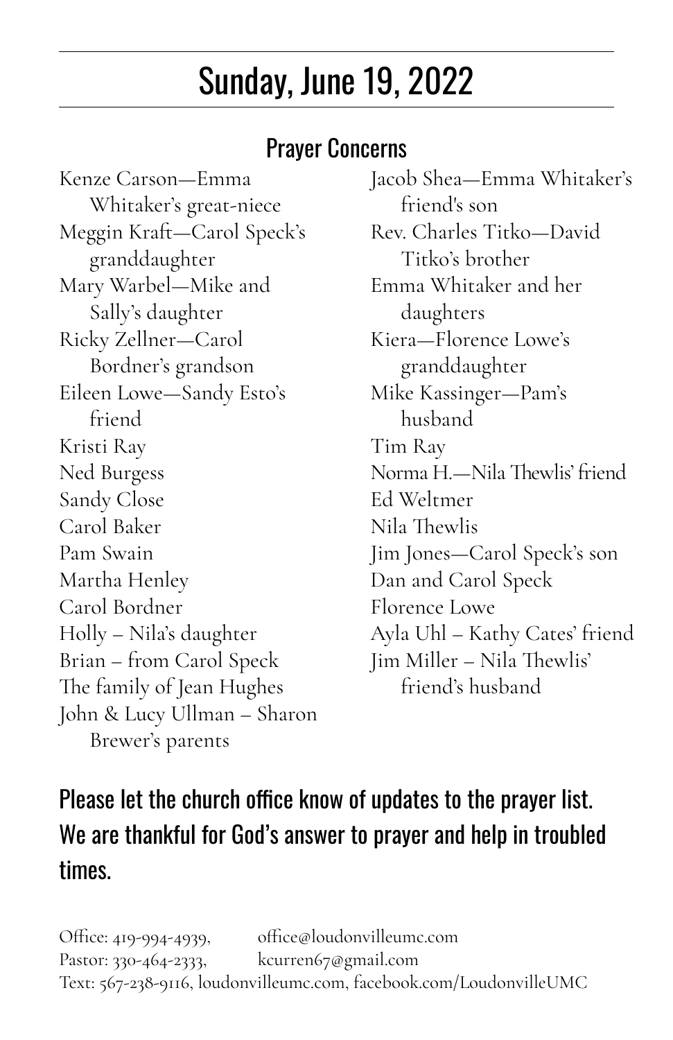# Sunday, June 19, 2022

## Prayer Concerns

Kenze Carson—Emma Whitaker's great-niece
Meggin Kraft—Carol Speck's granddaughter
Mary Warbel—Mike and Sally's daughter
Ricky Zellner—Carol Bordner's grandson
Eileen Lowe—Sandy Esto's friend
Kristi Ray
Ned Burgess
Sandy Close
Carol Baker
Pam Swain
Martha Henley
Carol Bordner
Holly – Nila's daughter
Brian – from Carol Speck
The family of Jean Hughes
John & Lucy Ullman – Sharon Brewer's parents
Jacob Shea—Emma Whitaker's friend's son
Rev. Charles Titko—David Titko's brother
Emma Whitaker and her daughters
Kiera—Florence Lowe's granddaughter
Mike Kassinger—Pam's husband
Tim Ray
Norma H.—Nila Thewlis' friend
Ed Weltmer
Nila Thewlis
Jim Jones—Carol Speck's son
Dan and Carol Speck
Florence Lowe
Ayla Uhl – Kathy Cates' friend
Jim Miller – Nila Thewlis' friend's husband

Please let the church office know of updates to the prayer list. We are thankful for God's answer to prayer and help in troubled times.

Office: 419-994-4939, office@loudonvilleumc.com
Pastor: 330-464-2333, kcurren67@gmail.com
Text: 567-238-9116, loudonvilleumc.com, facebook.com/LoudonvilleUMC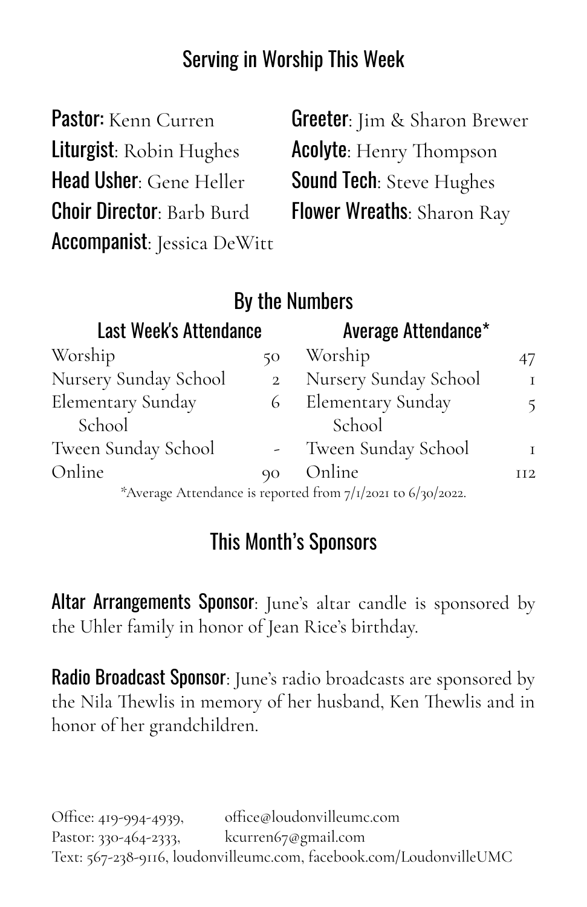## Serving in Worship This Week

**Pastor:** Kenn Curren
**Liturgist**: Robin Hughes
**Head Usher**: Gene Heller
**Choir Director**: Barb Burd
**Accompanist**: Jessica DeWitt
**Greeter**: Jim & Sharon Brewer
**Acolyte**: Henry Thompson
**Sound Tech**: Steve Hughes
**Flower Wreaths**: Sharon Ray

## By the Numbers

| Last Week's Attendance | | Average Attendance* | |
|---|---|---|---|
| Worship | 50 | Worship | 47 |
| Nursery Sunday School | 2 | Nursery Sunday School | 1 |
| Elementary Sunday School | 6 | Elementary Sunday School | 5 |
| Tween Sunday School | - | Tween Sunday School | 1 |
| Online | 90 | Online | 112 |

*Average Attendance is reported from 7/1/2021 to 6/30/2022.

## This Month's Sponsors

**Altar Arrangements Sponsor**: June's altar candle is sponsored by the Uhler family in honor of Jean Rice's birthday.

**Radio Broadcast Sponsor**: June's radio broadcasts are sponsored by the Nila Thewlis in memory of her husband, Ken Thewlis and in honor of her grandchildren.

Office: 419-994-4939, office@loudonvilleumc.com
Pastor: 330-464-2333, kcurren67@gmail.com
Text: 567-238-9116, loudonvilleumc.com, facebook.com/LoudonvilleUMC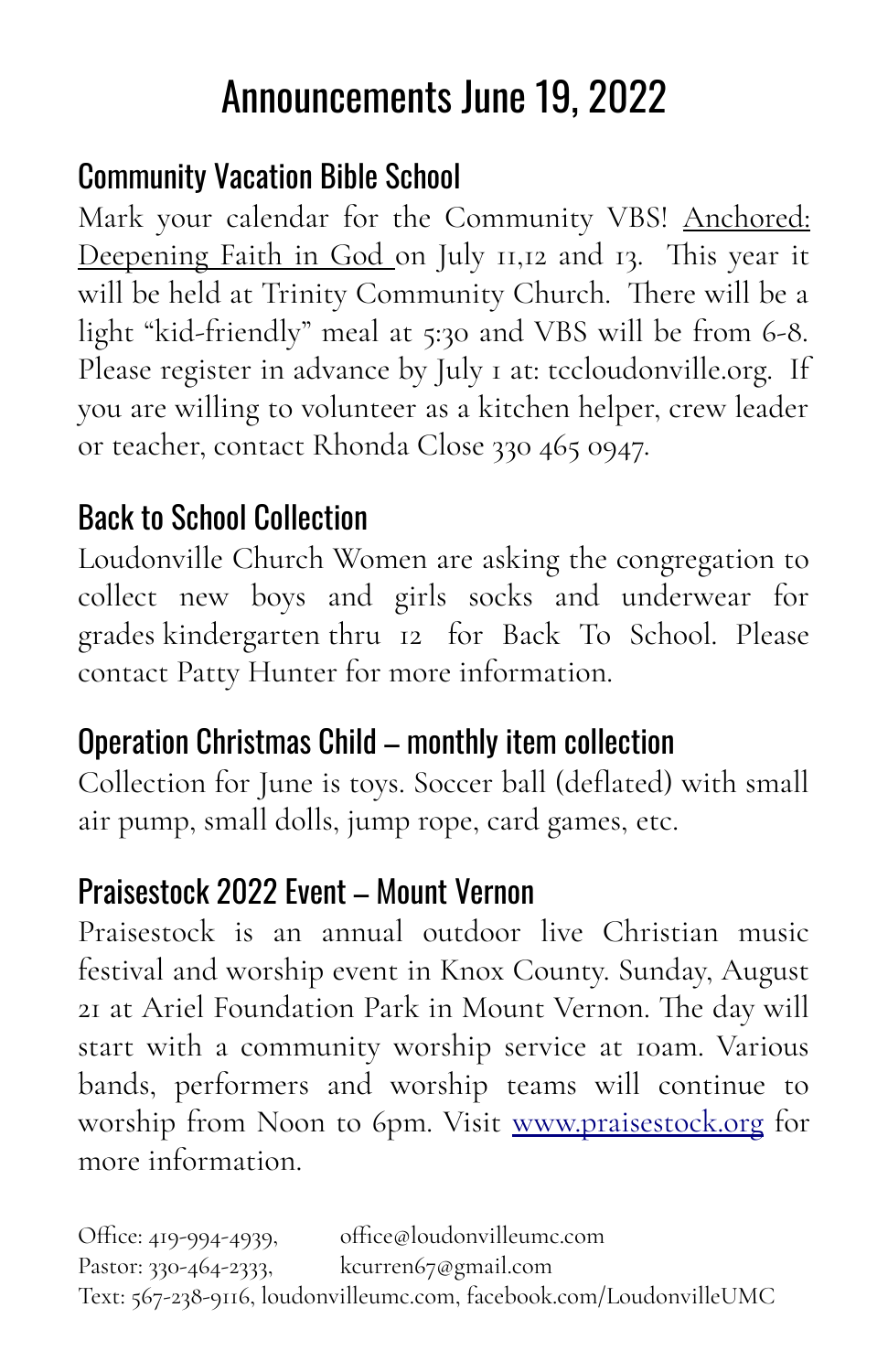# Announcements June 19, 2022

## Community Vacation Bible School

Mark your calendar for the Community VBS! Anchored: Deepening Faith in God on July 11,12 and 13. This year it will be held at Trinity Community Church. There will be a light "kid-friendly" meal at 5:30 and VBS will be from 6-8. Please register in advance by July 1 at: tccloudonville.org. If you are willing to volunteer as a kitchen helper, crew leader or teacher, contact Rhonda Close 330 465 0947.

## Back to School Collection

Loudonville Church Women are asking the congregation to collect new boys and girls socks and underwear for grades kindergarten thru 12 for Back To School. Please contact Patty Hunter for more information.

## Operation Christmas Child – monthly item collection

Collection for June is toys. Soccer ball (deflated) with small air pump, small dolls, jump rope, card games, etc.

## Praisestock 2022 Event – Mount Vernon

Praisestock is an annual outdoor live Christian music festival and worship event in Knox County. Sunday, August 21 at Ariel Foundation Park in Mount Vernon. The day will start with a community worship service at 10am. Various bands, performers and worship teams will continue to worship from Noon to 6pm. Visit [www.praisestock.org](http://www.praisestock.org) for more information.

Office: 419-994-4939, office@loudonvilleumc.com
Pastor: 330-464-2333, kcurren67@gmail.com
Text: 567-238-9116, loudonvilleumc.com, facebook.com/LoudonvilleUMC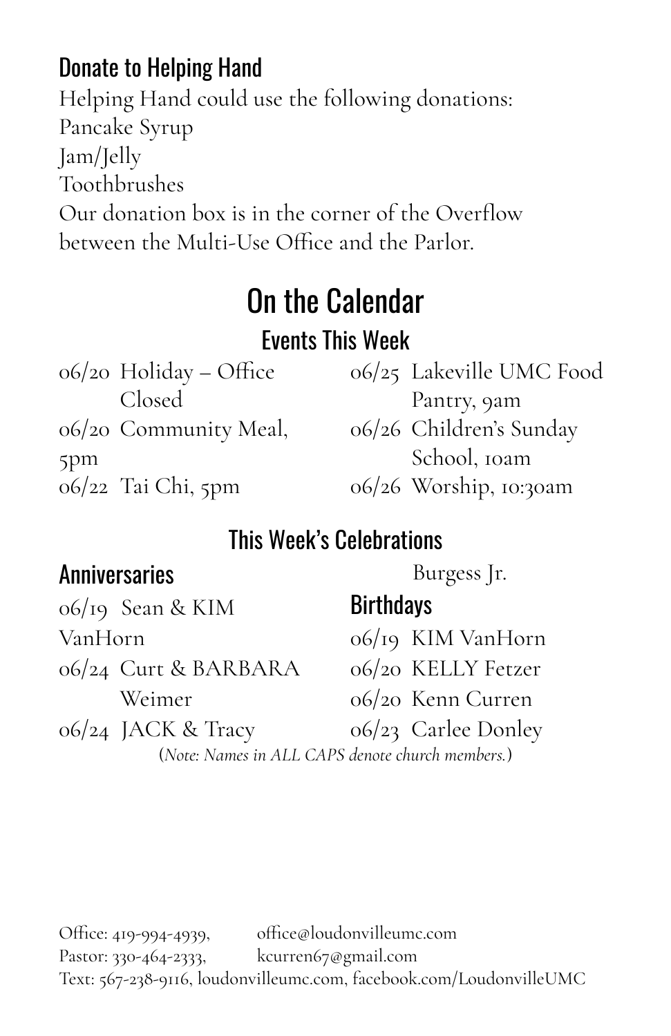## Donate to Helping Hand

Helping Hand could use the following donations:
Pancake Syrup
Jam/Jelly
Toothbrushes
Our donation box is in the corner of the Overflow between the Multi-Use Office and the Parlor.

# On the Calendar

## Events This Week

06/20 Holiday – Office Closed
06/20 Community Meal, 5pm
06/22 Tai Chi, 5pm
06/25 Lakeville UMC Food Pantry, 9am
06/26 Children's Sunday School, 10am
06/26 Worship, 10:30am

## This Week's Celebrations

### Anniversaries

06/19 Sean & KIM VanHorn
06/24 Curt & BARBARA Weimer
06/24 JACK & Tracy Burgess Jr.

### Birthdays

06/19 KIM VanHorn
06/20 KELLY Fetzer
06/20 Kenn Curren
06/23 Carlee Donley

(*Note: Names in ALL CAPS denote church members.*)

Office: 419-994-4939, office@loudonvilleumc.com
Pastor: 330-464-2333, kcurren67@gmail.com
Text: 567-238-9116, loudonvilleumc.com, facebook.com/LoudonvilleUMC